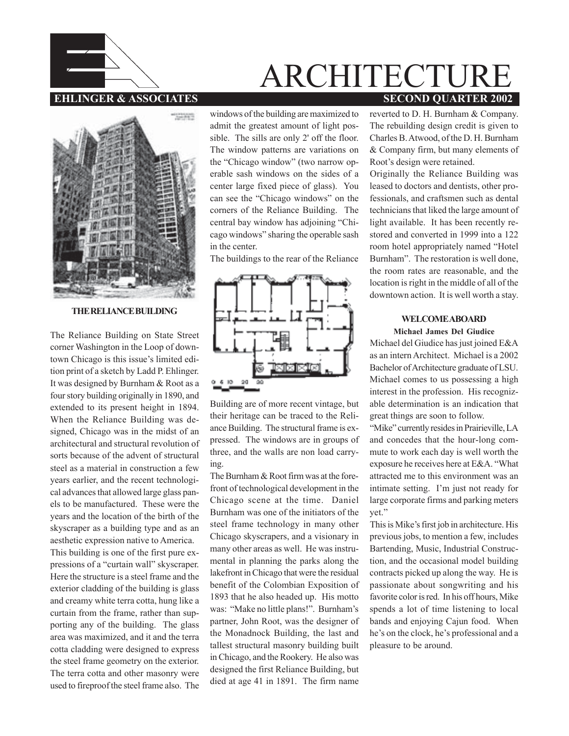# ARCHITECTURE

**EHLINGER & ASSOCIATES** **SECOND QUARTER 2002**

**THE RELIANCE BUILDING**

The Reliance Building on State Street corner Washington in the Loop of downtown Chicago is this issue's limited edition print of a sketch by Ladd P. Ehlinger. It was designed by Burnham & Root as a four story building originally in 1890, and extended to its present height in 1894. When the Reliance Building was designed, Chicago was in the midst of an architectural and structural revolution of sorts because of the advent of structural steel as a material in construction a few years earlier, and the recent technological advances that allowed large glass panels to be manufactured. These were the years and the location of the birth of the skyscraper as a building type and as an aesthetic expression native to America.

This building is one of the first pure expressions of a "curtain wall" skyscraper. Here the structure is a steel frame and the exterior cladding of the building is glass and creamy white terra cotta, hung like a curtain from the frame, rather than supporting any of the building. The glass area was maximized, and it and the terra cotta cladding were designed to express the steel frame geometry on the exterior. The terra cotta and other masonry were used to fireproof the steel frame also. The windows of the building are maximized to admit the greatest amount of light possible. The sills are only 2' off the floor. The window patterns are variations on the "Chicago window" (two narrow operable sash windows on the sides of a center large fixed piece of glass). You can see the "Chicago windows" on the corners of the Reliance Building. The central bay window has adjoining "Chicago windows" sharing the operable sash in the center.

The buildings to the rear of the Reliance Building are of more recent vintage, but their heritage can be traced to the Reliance Building. The structural frame is expressed. The windows are in groups of three, and the walls are non load carrying.

The Burnham & Root firm was at the forefront of technological development in the Chicago scene at the time. Daniel Burnham was one of the initiators of the steel frame technology in many other Chicago skyscrapers, and a visionary in many other areas as well. He was instrumental in planning the parks along the lakefront in Chicago that were the residual benefit of the Colombian Exposition of 1893 that he also headed up. His motto was: "Make no little plans!". Burnham's partner, John Root, was the designer of the Monadnock Building, the last and tallest structural masonry building built in Chicago, and the Rookery. He also was designed the first Reliance Building, but died at age 41 in 1891. The firm name reverted to D. H. Burnham & Company. The rebuilding design credit is given to Charles B. Atwood, of the D. H. Burnham & Company firm, but many elements of Root's design were retained.

Originally the Reliance Building was leased to doctors and dentists, other professionals, and craftsmen such as dental technicians that liked the large amount of light available. It has been recently restored and converted in 1999 into a 122 room hotel appropriately named "Hotel Burnham". The restoration is well done, the room rates are reasonable, and the location is right in the middle of all of the downtown action. It is well worth a stay.

## WELCOME ABOARD

**Michael James Del Giudice**

Michael del Giudice has just joined E&A as an intern Architect. Michael is a 2002 Bachelor of Architecture graduate of LSU. Michael comes to us possessing a high interest in the profession. His recognizable determination is an indication that great things are soon to follow.

"Mike" currently resides in Prairieville, LA and concedes that the hour-long commute to work each day is well worth the exposure he receives here at E&A. "What attracted me to this environment was an intimate setting. I'm just not ready for large corporate firms and parking meters yet."

This is Mike's first job in architecture. His previous jobs, to mention a few, includes Bartending, Music, Industrial Construction, and the occasional model building contracts picked up along the way. He is passionate about songwriting and his favorite color is red. In his off hours, Mike spends a lot of time listening to local bands and enjoying Cajun food. When he's on the clock, he's professional and a pleasure to be around.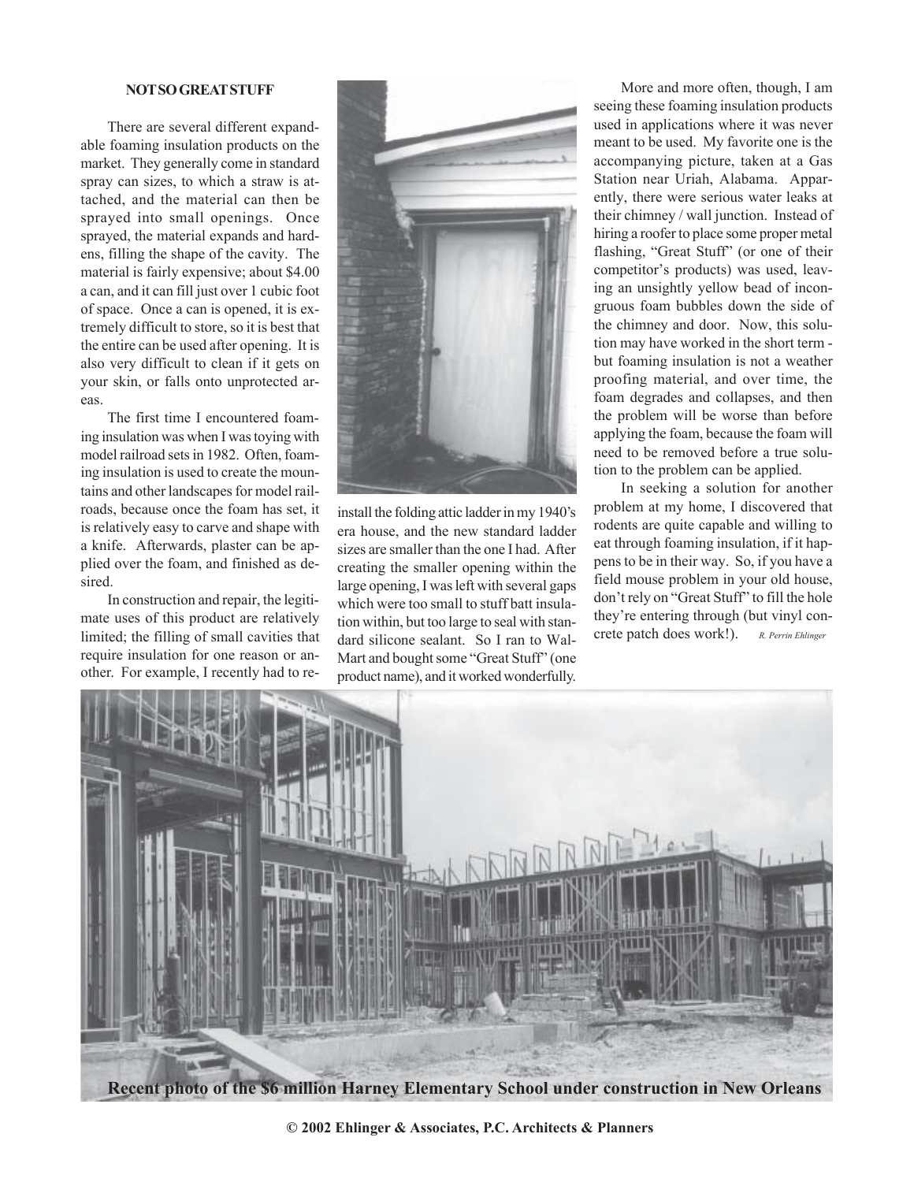### NOT SO GREAT STUFF

There are several different expandable foaming insulation products on the market. They generally come in standard spray can sizes, to which a straw is attached, and the material can then be sprayed into small openings. Once sprayed, the material expands and hardens, filling the shape of the cavity. The material is fairly expensive; about $4.00 a can, and it can fill just over 1 cubic foot of space. Once a can is opened, it is extremely difficult to store, so it is best that the entire can be used after opening. It is also very difficult to clean if it gets on your skin, or falls onto unprotected areas.

The first time I encountered foaming insulation was when I was toying with model railroad sets in 1982. Often, foaming insulation is used to create the mountains and other landscapes for model railroads, because once the foam has set, it is relatively easy to carve and shape with a knife. Afterwards, plaster can be applied over the foam, and finished as desired.

In construction and repair, the legitimate uses of this product are relatively limited; the filling of small cavities that require insulation for one reason or another. For example, I recently had to reinstall the folding attic ladder in my 1940's era house, and the new standard ladder sizes are smaller than the one I had. After creating the smaller opening within the large opening, I was left with several gaps which were too small to stuff batt insulation within, but too large to seal with standard silicone sealant. So I ran to Wal-Mart and bought some "Great Stuff" (one product name), and it worked wonderfully.

More and more often, though, I am seeing these foaming insulation products used in applications where it was never meant to be used. My favorite one is the accompanying picture, taken at a Gas Station near Uriah, Alabama. Apparently, there were serious water leaks at their chimney / wall junction. Instead of hiring a roofer to place some proper metal flashing, "Great Stuff" (or one of their competitor's products) was used, leaving an unsightly yellow bead of incongruous foam bubbles down the side of the chimney and door. Now, this solution may have worked in the short term - but foaming insulation is not a weather proofing material, and over time, the foam degrades and collapses, and then the problem will be worse than before applying the foam, because the foam will need to be removed before a true solution to the problem can be applied.

In seeking a solution for another problem at my home, I discovered that rodents are quite capable and willing to eat through foaming insulation, if it happens to be in their way. So, if you have a field mouse problem in your old house, don't rely on "Great Stuff" to fill the hole they're entering through (but vinyl concrete patch does work!). *R. Perrin Ehlinger*

**Recent photo of the $6 million Harney Elementary School under construction in New Orleans**

**© 2002 Ehlinger & Associates, P.C. Architects & Planners**